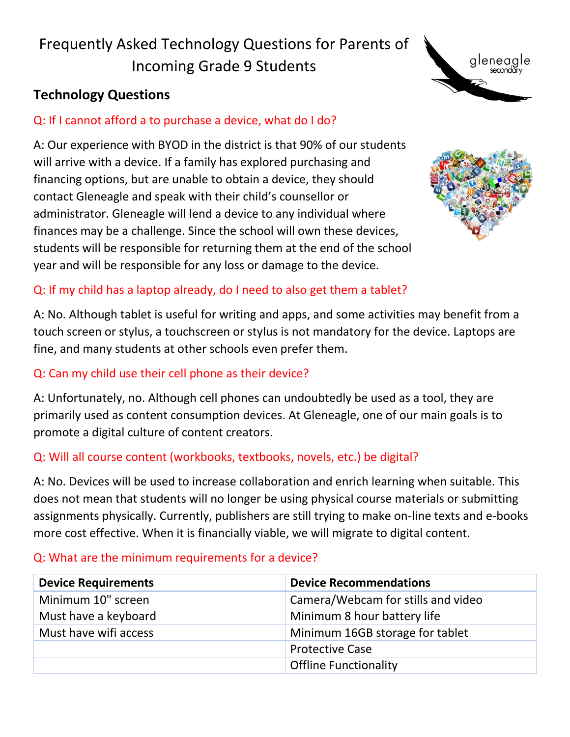# Frequently Asked Technology Questions for Parents of Incoming Grade 9 Students

## Technology Questions

**Q: If I cannot afford a to purchase a device, what do I do?**

A: Our experience with BYOD in the district is that 90% of our students will arrive with a device. If a family has explored purchasing and financing options, but are unable to obtain a device, they should contact Gleneagle and speak with their child's counsellor or administrator. Gleneagle will lend a device to any individual where finances may be a challenge. Since the school will own these devices, students will be responsible for returning them at the end of the school year and will be responsible for any loss or damage to the device.

**Q: If my child has a laptop already, do I need to also get them a tablet?**

A: No. Although tablet is useful for writing and apps, and some activities may benefit from a touch screen or stylus, a touchscreen or stylus is not mandatory for the device. Laptops are fine, and many students at other schools even prefer them.

**Q: Can my child use their cell phone as their device?**

A: Unfortunately, no. Although cell phones can undoubtedly be used as a tool, they are primarily used as content consumption devices. At Gleneagle, one of our main goals is to promote a digital culture of content creators.

**Q: Will all course content (workbooks, textbooks, novels, etc.) be digital?**

A: No. Devices will be used to increase collaboration and enrich learning when suitable. This does not mean that students will no longer be using physical course materials or submitting assignments physically. Currently, publishers are still trying to make on-line texts and e-books more cost effective. When it is financially viable, we will migrate to digital content.

**Q: What are the minimum requirements for a device?**

| Device Requirements | Device Recommendations |
|---|---|
| Minimum 10" screen | Camera/Webcam for stills and video |
| Must have a keyboard | Minimum 8 hour battery life |
| Must have wifi access | Minimum 16GB storage for tablet |
| | Protective Case |
| | Offline Functionality |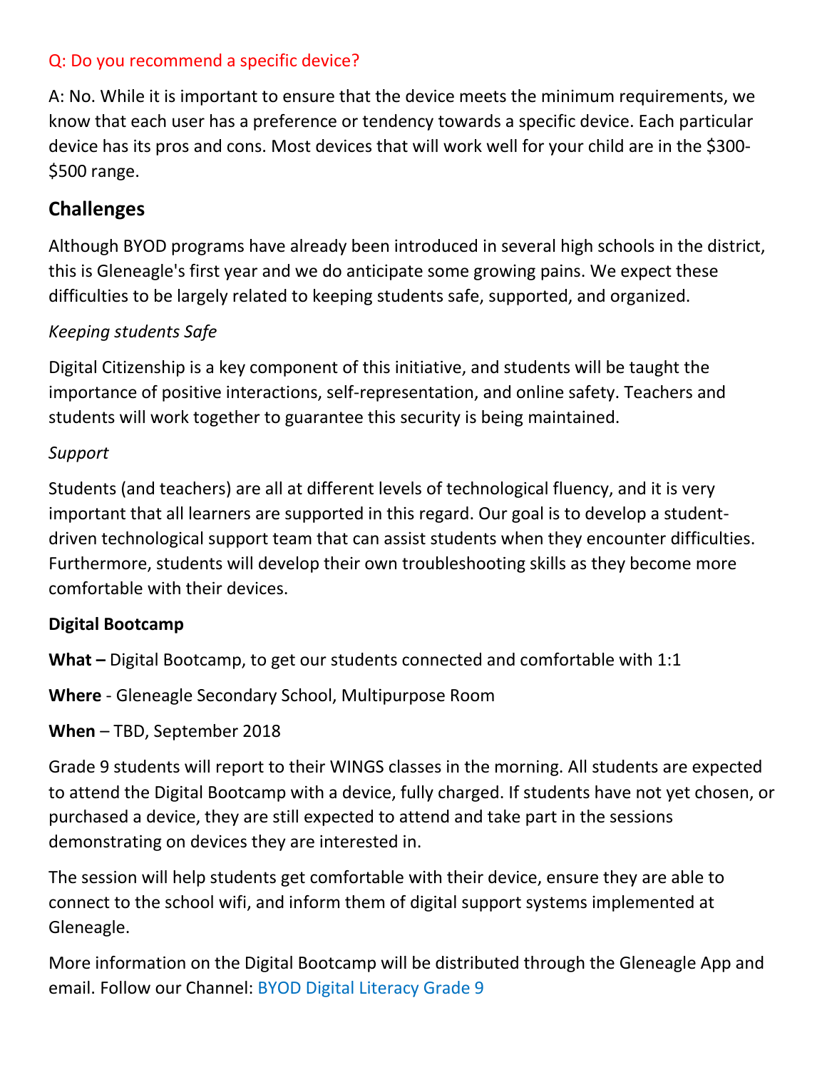Q: Do you recommend a specific device?

A: No. While it is important to ensure that the device meets the minimum requirements, we know that each user has a preference or tendency towards a specific device. Each particular device has its pros and cons. Most devices that will work well for your child are in the $300-$500 range.

## Challenges

Although BYOD programs have already been introduced in several high schools in the district, this is Gleneagle's first year and we do anticipate some growing pains. We expect these difficulties to be largely related to keeping students safe, supported, and organized.

*Keeping students Safe*

Digital Citizenship is a key component of this initiative, and students will be taught the importance of positive interactions, self-representation, and online safety. Teachers and students will work together to guarantee this security is being maintained.

*Support*

Students (and teachers) are all at different levels of technological fluency, and it is very important that all learners are supported in this regard. Our goal is to develop a student-driven technological support team that can assist students when they encounter difficulties. Furthermore, students will develop their own troubleshooting skills as they become more comfortable with their devices.

**Digital Bootcamp**

**What –** Digital Bootcamp, to get our students connected and comfortable with 1:1

**Where** - Gleneagle Secondary School, Multipurpose Room

**When** – TBD, September 2018

Grade 9 students will report to their WINGS classes in the morning. All students are expected to attend the Digital Bootcamp with a device, fully charged. If students have not yet chosen, or purchased a device, they are still expected to attend and take part in the sessions demonstrating on devices they are interested in.

The session will help students get comfortable with their device, ensure they are able to connect to the school wifi, and inform them of digital support systems implemented at Gleneagle.

More information on the Digital Bootcamp will be distributed through the Gleneagle App and email. Follow our Channel: BYOD Digital Literacy Grade 9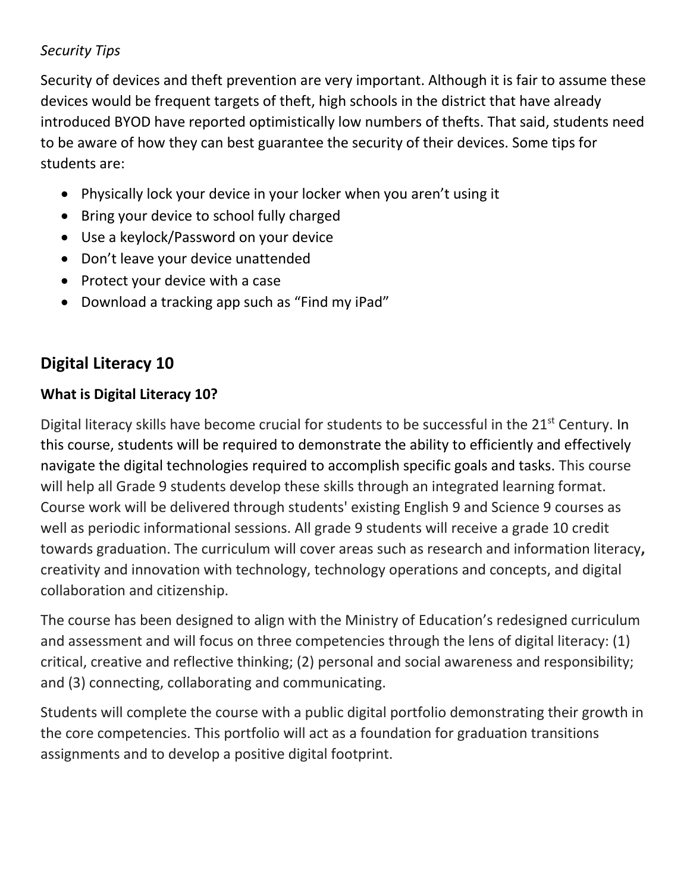*Security Tips*

Security of devices and theft prevention are very important. Although it is fair to assume these devices would be frequent targets of theft, high schools in the district that have already introduced BYOD have reported optimistically low numbers of thefts. That said, students need to be aware of how they can best guarantee the security of their devices. Some tips for students are:

- Physically lock your device in your locker when you aren't using it
- Bring your device to school fully charged
- Use a keylock/Password on your device
- Don't leave your device unattended
- Protect your device with a case
- Download a tracking app such as "Find my iPad"

## Digital Literacy 10

### What is Digital Literacy 10?

Digital literacy skills have become crucial for students to be successful in the 21st Century. In this course, students will be required to demonstrate the ability to efficiently and effectively navigate the digital technologies required to accomplish specific goals and tasks. This course will help all Grade 9 students develop these skills through an integrated learning format. Course work will be delivered through students' existing English 9 and Science 9 courses as well as periodic informational sessions. All grade 9 students will receive a grade 10 credit towards graduation. The curriculum will cover areas such as research and information literacy, creativity and innovation with technology, technology operations and concepts, and digital collaboration and citizenship.

The course has been designed to align with the Ministry of Education's redesigned curriculum and assessment and will focus on three competencies through the lens of digital literacy: (1) critical, creative and reflective thinking; (2) personal and social awareness and responsibility; and (3) connecting, collaborating and communicating.

Students will complete the course with a public digital portfolio demonstrating their growth in the core competencies. This portfolio will act as a foundation for graduation transitions assignments and to develop a positive digital footprint.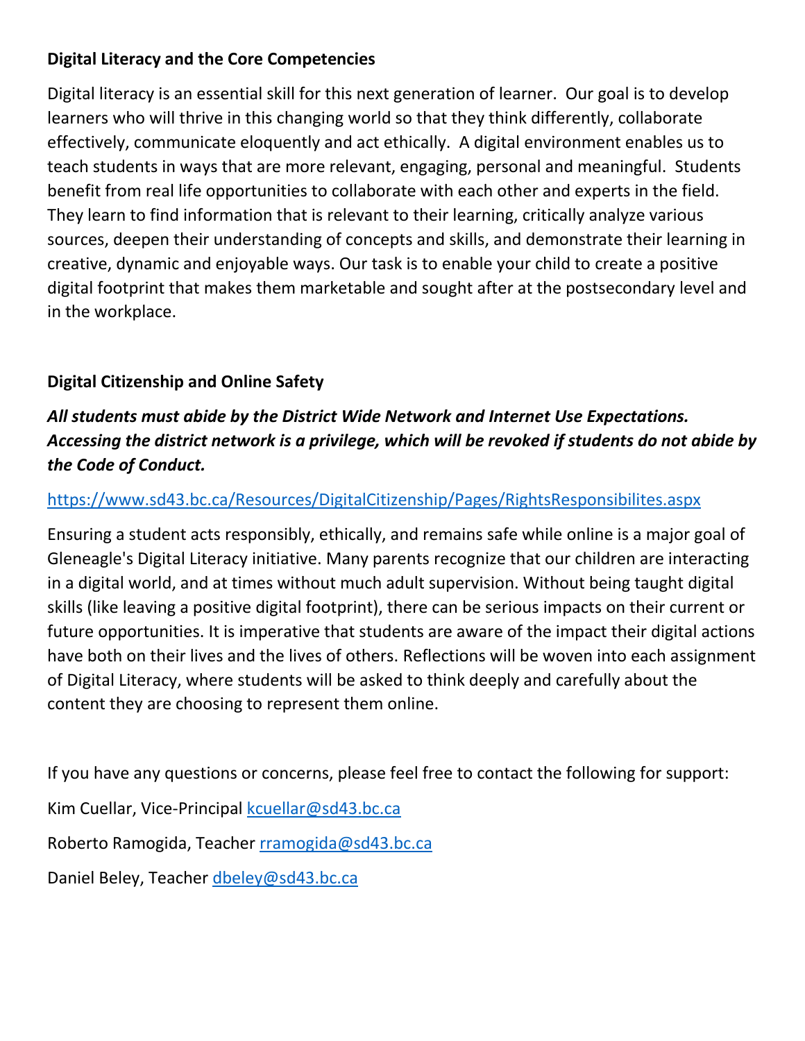**Digital Literacy and the Core Competencies**

Digital literacy is an essential skill for this next generation of learner. Our goal is to develop learners who will thrive in this changing world so that they think differently, collaborate effectively, communicate eloquently and act ethically. A digital environment enables us to teach students in ways that are more relevant, engaging, personal and meaningful. Students benefit from real life opportunities to collaborate with each other and experts in the field. They learn to find information that is relevant to their learning, critically analyze various sources, deepen their understanding of concepts and skills, and demonstrate their learning in creative, dynamic and enjoyable ways. Our task is to enable your child to create a positive digital footprint that makes them marketable and sought after at the postsecondary level and in the workplace.

**Digital Citizenship and Online Safety**

***All students must abide by the District Wide Network and Internet Use Expectations. Accessing the district network is a privilege, which will be revoked if students do not abide by the Code of Conduct.***

https://www.sd43.bc.ca/Resources/DigitalCitizenship/Pages/RightsResponsibilites.aspx

Ensuring a student acts responsibly, ethically, and remains safe while online is a major goal of Gleneagle's Digital Literacy initiative. Many parents recognize that our children are interacting in a digital world, and at times without much adult supervision. Without being taught digital skills (like leaving a positive digital footprint), there can be serious impacts on their current or future opportunities. It is imperative that students are aware of the impact their digital actions have both on their lives and the lives of others. Reflections will be woven into each assignment of Digital Literacy, where students will be asked to think deeply and carefully about the content they are choosing to represent them online.

If you have any questions or concerns, please feel free to contact the following for support:

Kim Cuellar, Vice-Principal kcuellar@sd43.bc.ca

Roberto Ramogida, Teacher rramogida@sd43.bc.ca

Daniel Beley, Teacher dbeley@sd43.bc.ca